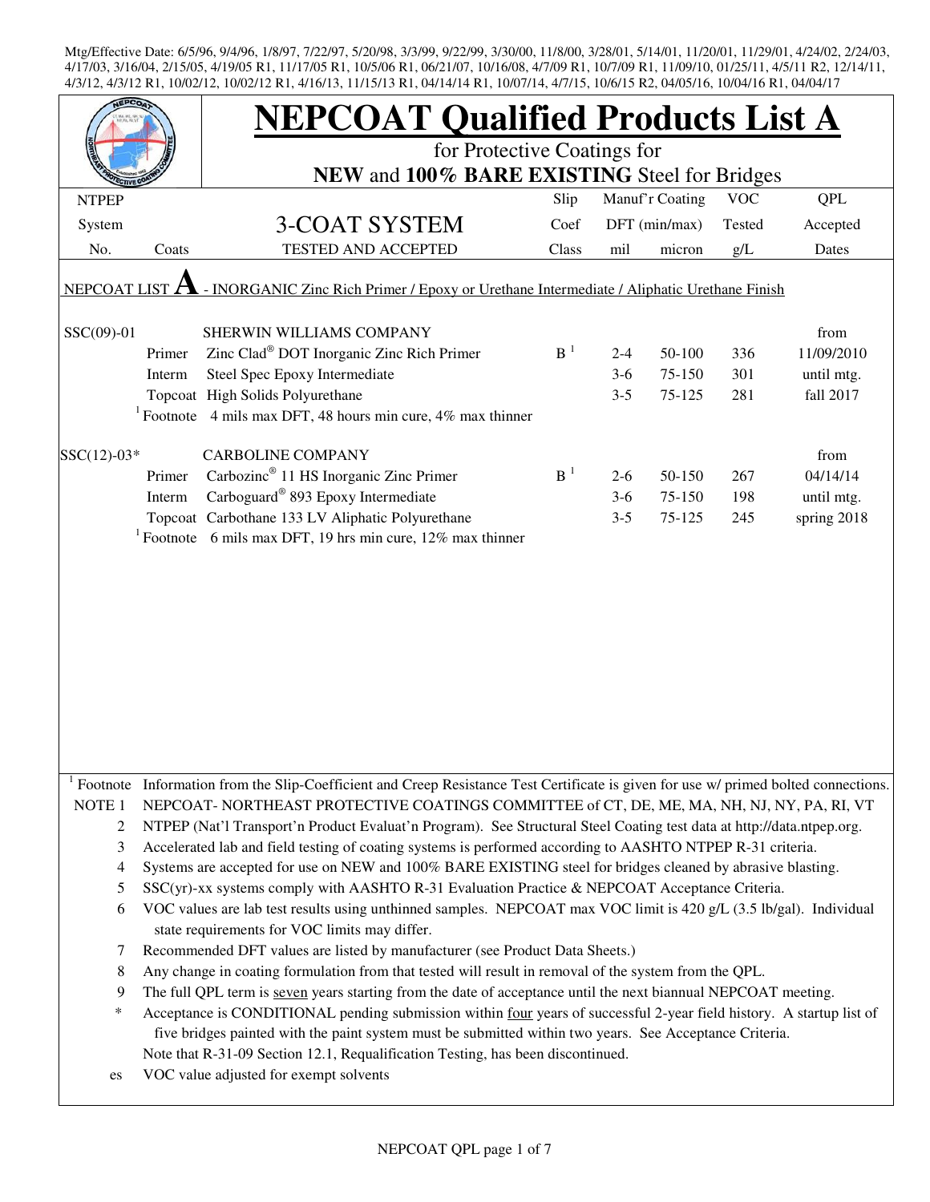Mtg/Effective Date: 6/5/96, 9/4/96, 1/8/97, 7/22/97, 5/20/98, 3/3/99, 9/22/99, 3/30/00, 11/8/00, 3/28/01, 5/14/01, 11/20/01, 11/29/01, 4/24/02, 2/24/03, 4/17/03, 3/16/04, 2/15/05, 4/19/05 R1, 11/17/05 R1, 10/5/06 R1, 06/21/07, 10/16/08, 4/7/09 R1, 10/7/09 R1, 11/09/10, 01/25/11, 4/5/11 R2, 12/14/11, 4/3/12, 4/3/12 R1, 10/02/12, 10/02/12 R1, 4/16/13, 11/15/13 R1, 04/14/14 R1, 10/07/14, 4/7/15, 10/6/15 R2, 04/05/16, 10/04/16 R1, 04/04/17

# NEPCOAT Qualified Products List A

for Protective Coatings for

**NEW** and **100% BARE EXISTING** Steel for Bridges

| NTPEP System No. | Coats | 3-COAT SYSTEM TESTED AND ACCEPTED | Slip Coef Class | Manuf'r Coating DFT (min/max) mil | micron | VOC Tested g/L | QPL Accepted Dates |
|---|---|---|---|---|---|---|---|
| NEPCOAT LIST **A** - INORGANIC Zinc Rich Primer / Epoxy or Urethane Intermediate / Aliphatic Urethane Finish | | | | | | | |
| SSC(09)-01 | | SHERWIN WILLIAMS COMPANY | | | | | from |
| | Primer | Zinc Clad® DOT Inorganic Zinc Rich Primer | B [1] | 2-4 | 50-100 | 336 | 11/09/2010 |
| | Interm | Steel Spec Epoxy Intermediate | | 3-6 | 75-150 | 301 | until mtg. |
| | Topcoat | High Solids Polyurethane | | 3-5 | 75-125 | 281 | fall 2017 |
| | [1] Footnote | 4 mils max DFT, 48 hours min cure, 4% max thinner | | | | | |
| SSC(12)-03* | | CARBOLINE COMPANY | | | | | from |
| | Primer | Carbozinc® 11 HS Inorganic Zinc Primer | B [1] | 2-6 | 50-150 | 267 | 04/14/14 |
| | Interm | Carboguard® 893 Epoxy Intermediate | | 3-6 | 75-150 | 198 | until mtg. |
| | Topcoat | Carbothane 133 LV Aliphatic Polyurethane | | 3-5 | 75-125 | 245 | spring 2018 |
| | [1] Footnote | 6 mils max DFT, 19 hrs min cure, 12% max thinner | | | | | |

[1] Footnote Information from the Slip-Coefficient and Creep Resistance Test Certificate is given for use w/ primed bolted connections.

NOTE 1 NEPCOAT- NORTHEAST PROTECTIVE COATINGS COMMITTEE of CT, DE, ME, MA, NH, NJ, NY, PA, RI, VT

2 NTPEP (Nat'l Transport'n Product Evaluat'n Program). See Structural Steel Coating test data at http://data.ntpep.org.

3 Accelerated lab and field testing of coating systems is performed according to AASHTO NTPEP R-31 criteria.

4 Systems are accepted for use on NEW and 100% BARE EXISTING steel for bridges cleaned by abrasive blasting.

5 SSC(yr)-xx systems comply with AASHTO R-31 Evaluation Practice & NEPCOAT Acceptance Criteria.

6 VOC values are lab test results using unthinned samples. NEPCOAT max VOC limit is 420 g/L (3.5 lb/gal). Individual state requirements for VOC limits may differ.

7 Recommended DFT values are listed by manufacturer (see Product Data Sheets.)

8 Any change in coating formulation from that tested will result in removal of the system from the QPL.

9 The full QPL term is seven years starting from the date of acceptance until the next biannual NEPCOAT meeting.

\* Acceptance is CONDITIONAL pending submission within four years of successful 2-year field history. A startup list of five bridges painted with the paint system must be submitted within two years. See Acceptance Criteria.

Note that R-31-09 Section 12.1, Requalification Testing, has been discontinued.

es VOC value adjusted for exempt solvents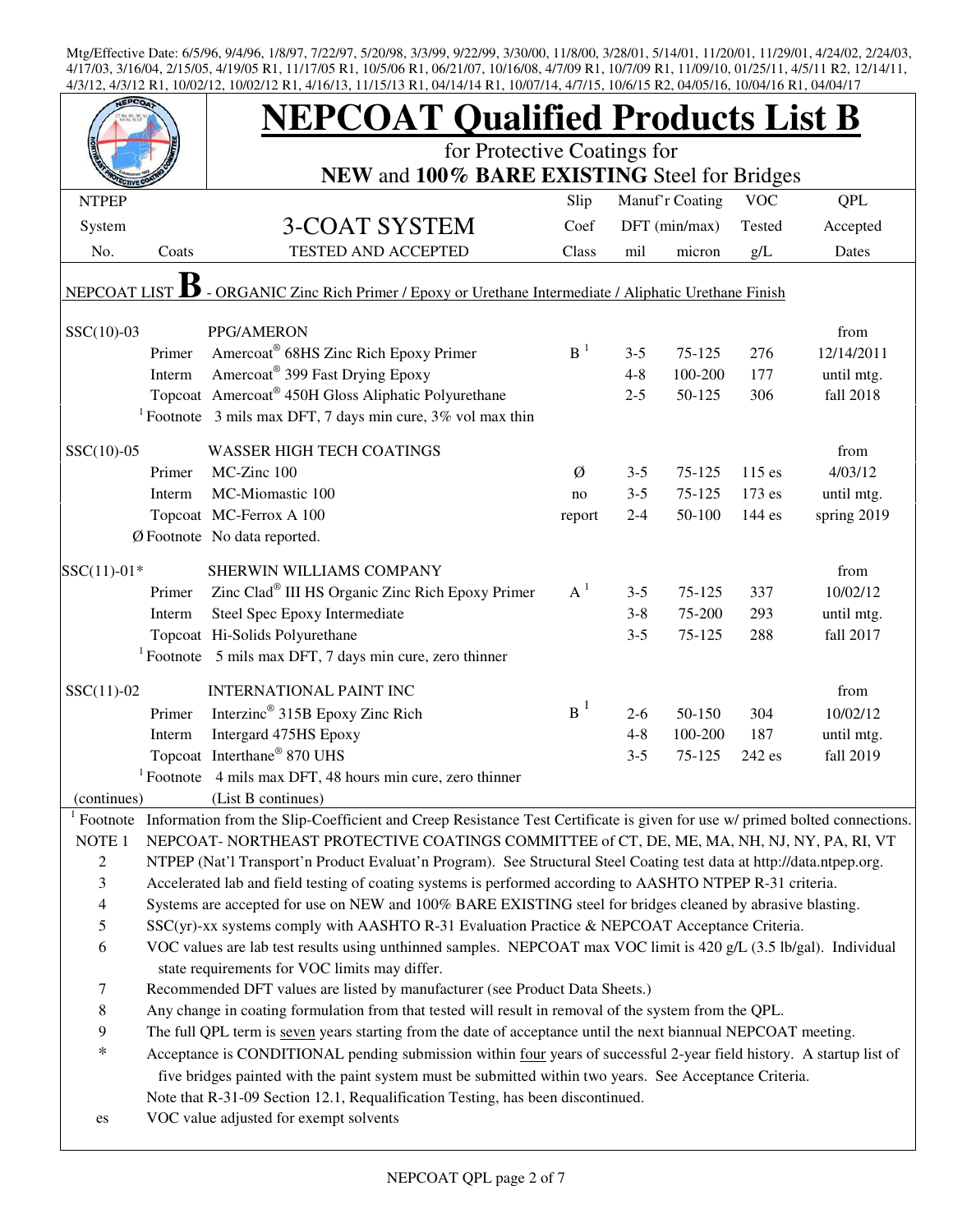Mtg/Effective Date: 6/5/96, 9/4/96, 1/8/97, 7/22/97, 5/20/98, 3/3/99, 9/22/99, 3/30/00, 11/8/00, 3/28/01, 5/14/01, 11/20/01, 11/29/01, 4/24/02, 2/24/03, 4/17/03, 3/16/04, 2/15/05, 4/19/05 R1, 11/17/05 R1, 10/5/06 R1, 06/21/07, 10/16/08, 4/7/09 R1, 10/7/09 R1, 11/09/10, 01/25/11, 4/5/11 R2, 12/14/11, 4/3/12, 4/3/12 R1, 10/02/12, 10/02/12 R1, 4/16/13, 11/15/13 R1, 04/14/14 R1, 10/07/14, 4/7/15, 10/6/15 R2, 04/05/16, 10/04/16 R1, 04/04/17

# NEPCOAT Qualified Products List B

for Protective Coatings for

**NEW** and **100% BARE EXISTING** Steel for Bridges

| NTPEP System No. | Coats | 3-COAT SYSTEM TESTED AND ACCEPTED | Slip Coef Class | Manuf'r Coating DFT (min/max) mil | micron | VOC Tested g/L | QPL Accepted Dates |
|---|---|---|---|---|---|---|---|
| NEPCOAT LIST **B** - ORGANIC Zinc Rich Primer / Epoxy or Urethane Intermediate / Aliphatic Urethane Finish | | | | | | | |
| SSC(10)-03 | | PPG/AMERON | | | | | from |
| | Primer | Amercoat® 68HS Zinc Rich Epoxy Primer | B [1] | 3-5 | 75-125 | 276 | 12/14/2011 |
| | Interm | Amercoat® 399 Fast Drying Epoxy | | 4-8 | 100-200 | 177 | until mtg. |
| | Topcoat | Amercoat® 450H Gloss Aliphatic Polyurethane | | 2-5 | 50-125 | 306 | fall 2018 |
| | [1] Footnote | 3 mils max DFT, 7 days min cure, 3% vol max thin | | | | | |
| SSC(10)-05 | | WASSER HIGH TECH COATINGS | | | | | from |
| | Primer | MC-Zinc 100 | Ø | 3-5 | 75-125 | 115 es | 4/03/12 |
| | Interm | MC-Miomastic 100 | no | 3-5 | 75-125 | 173 es | until mtg. |
| | Topcoat | MC-Ferrox A 100 | report | 2-4 | 50-100 | 144 es | spring 2019 |
| | Ø Footnote | No data reported. | | | | | |
| SSC(11)-01* | | SHERWIN WILLIAMS COMPANY | | | | | from |
| | Primer | Zinc Clad® III HS Organic Zinc Rich Epoxy Primer | A [1] | 3-5 | 75-125 | 337 | 10/02/12 |
| | Interm | Steel Spec Epoxy Intermediate | | 3-8 | 75-200 | 293 | until mtg. |
| | Topcoat | Hi-Solids Polyurethane | | 3-5 | 75-125 | 288 | fall 2017 |
| | [1] Footnote | 5 mils max DFT, 7 days min cure, zero thinner | | | | | |
| SSC(11)-02 | | INTERNATIONAL PAINT INC | | | | | from |
| | Primer | Interzinc® 315B Epoxy Zinc Rich | B [1] | 2-6 | 50-150 | 304 | 10/02/12 |
| | Interm | Intergard 475HS Epoxy | | 4-8 | 100-200 | 187 | until mtg. |
| | Topcoat | Interthane® 870 UHS | | 3-5 | 75-125 | 242 es | fall 2019 |
| | [1] Footnote | 4 mils max DFT, 48 hours min cure, zero thinner | | | | | |
| (continues) | | (List B continues) | | | | | |

[1] Footnote Information from the Slip-Coefficient and Creep Resistance Test Certificate is given for use w/ primed bolted connections.

NOTE 1 NEPCOAT- NORTHEAST PROTECTIVE COATINGS COMMITTEE of CT, DE, ME, MA, NH, NJ, NY, PA, RI, VT

2 NTPEP (Nat'l Transport'n Product Evaluat'n Program). See Structural Steel Coating test data at http://data.ntpep.org.

3 Accelerated lab and field testing of coating systems is performed according to AASHTO NTPEP R-31 criteria.

4 Systems are accepted for use on NEW and 100% BARE EXISTING steel for bridges cleaned by abrasive blasting.

5 SSC(yr)-xx systems comply with AASHTO R-31 Evaluation Practice & NEPCOAT Acceptance Criteria.

6 VOC values are lab test results using unthinned samples. NEPCOAT max VOC limit is 420 g/L (3.5 lb/gal). Individual state requirements for VOC limits may differ.

7 Recommended DFT values are listed by manufacturer (see Product Data Sheets.)

8 Any change in coating formulation from that tested will result in removal of the system from the QPL.

9 The full QPL term is <u>seven</u> years starting from the date of acceptance until the next biannual NEPCOAT meeting.

\* Acceptance is CONDITIONAL pending submission within <u>four</u> years of successful 2-year field history. A startup list of five bridges painted with the paint system must be submitted within two years. See Acceptance Criteria.

Note that R-31-09 Section 12.1, Requalification Testing, has been discontinued.

es VOC value adjusted for exempt solvents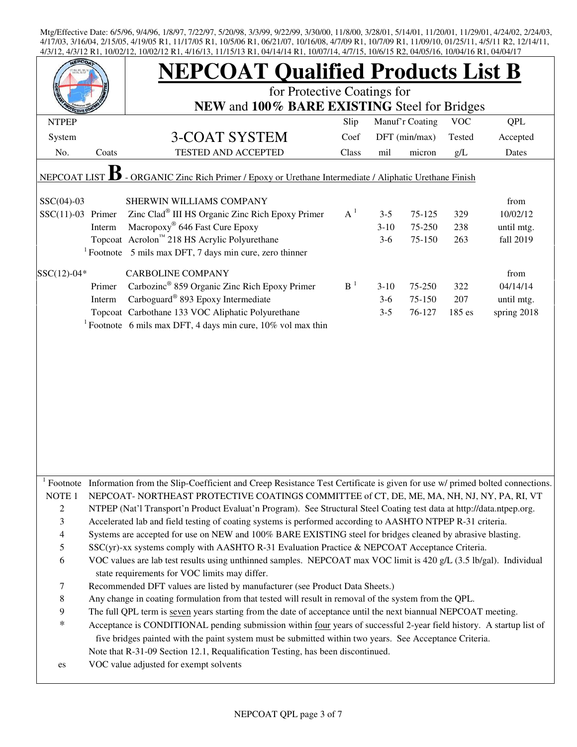Mtg/Effective Date: 6/5/96, 9/4/96, 1/8/97, 7/22/97, 5/20/98, 3/3/99, 9/22/99, 3/30/00, 11/8/00, 3/28/01, 5/14/01, 11/20/01, 11/29/01, 4/24/02, 2/24/03, 4/17/03, 3/16/04, 2/15/05, 4/19/05 R1, 11/17/05 R1, 10/5/06 R1, 06/21/07, 10/16/08, 4/7/09 R1, 10/7/09 R1, 11/09/10, 01/25/11, 4/5/11 R2, 12/14/11, 4/3/12, 4/3/12 R1, 10/02/12, 10/02/12 R1, 4/16/13, 11/15/13 R1, 04/14/14 R1, 10/07/14, 4/7/15, 10/6/15 R2, 04/05/16, 10/04/16 R1, 04/04/17

# NEPCOAT Qualified Products List B

for Protective Coatings for
**NEW** and **100% BARE EXISTING** Steel for Bridges

| NTPEP System No. | Coats | 3-COAT SYSTEM TESTED AND ACCEPTED | Slip Coef Class | Manuf'r Coating DFT (min/max) mil | micron | VOC Tested g/L | QPL Accepted Dates |
|---|---|---|---|---|---|---|---|
| NEPCOAT LIST **B** - ORGANIC Zinc Rich Primer / Epoxy or Urethane Intermediate / Aliphatic Urethane Finish | | | | | | | |
| SSC(04)-03 | | SHERWIN WILLIAMS COMPANY | | | | | from |
| SSC(11)-03 | Primer | Zinc Clad® III HS Organic Zinc Rich Epoxy Primer | A [1] | 3-5 | 75-125 | 329 | 10/02/12 |
| | Interm | Macropoxy® 646 Fast Cure Epoxy | | 3-10 | 75-250 | 238 | until mtg. |
| | Topcoat | Acrolon™ 218 HS Acrylic Polyurethane | | 3-6 | 75-150 | 263 | fall 2019 |
| | [1] Footnote | 5 mils max DFT, 7 days min cure, zero thinner | | | | | |
| SSC(12)-04* | | CARBOLINE COMPANY | | | | | from |
| | Primer | Carbozinc® 859 Organic Zinc Rich Epoxy Primer | B [1] | 3-10 | 75-250 | 322 | 04/14/14 |
| | Interm | Carboguard® 893 Epoxy Intermediate | | 3-6 | 75-150 | 207 | until mtg. |
| | Topcoat | Carbothane 133 VOC Aliphatic Polyurethane | | 3-5 | 76-127 | 185 es | spring 2018 |
| | [1] Footnote | 6 mils max DFT, 4 days min cure, 10% vol max thin | | | | | |

[1] Footnote Information from the Slip-Coefficient and Creep Resistance Test Certificate is given for use w/ primed bolted connections.

NOTE 1 NEPCOAT- NORTHEAST PROTECTIVE COATINGS COMMITTEE of CT, DE, ME, MA, NH, NJ, NY, PA, RI, VT

2 NTPEP (Nat'l Transport'n Product Evaluat'n Program). See Structural Steel Coating test data at http://data.ntpep.org.

3 Accelerated lab and field testing of coating systems is performed according to AASHTO NTPEP R-31 criteria.

4 Systems are accepted for use on NEW and 100% BARE EXISTING steel for bridges cleaned by abrasive blasting.

5 SSC(yr)-xx systems comply with AASHTO R-31 Evaluation Practice & NEPCOAT Acceptance Criteria.

6 VOC values are lab test results using unthinned samples. NEPCOAT max VOC limit is 420 g/L (3.5 lb/gal). Individual state requirements for VOC limits may differ.

7 Recommended DFT values are listed by manufacturer (see Product Data Sheets.)

8 Any change in coating formulation from that tested will result in removal of the system from the QPL.

9 The full QPL term is seven years starting from the date of acceptance until the next biannual NEPCOAT meeting.

* Acceptance is CONDITIONAL pending submission within four years of successful 2-year field history. A startup list of five bridges painted with the paint system must be submitted within two years. See Acceptance Criteria.
Note that R-31-09 Section 12.1, Requalification Testing, has been discontinued.

es VOC value adjusted for exempt solvents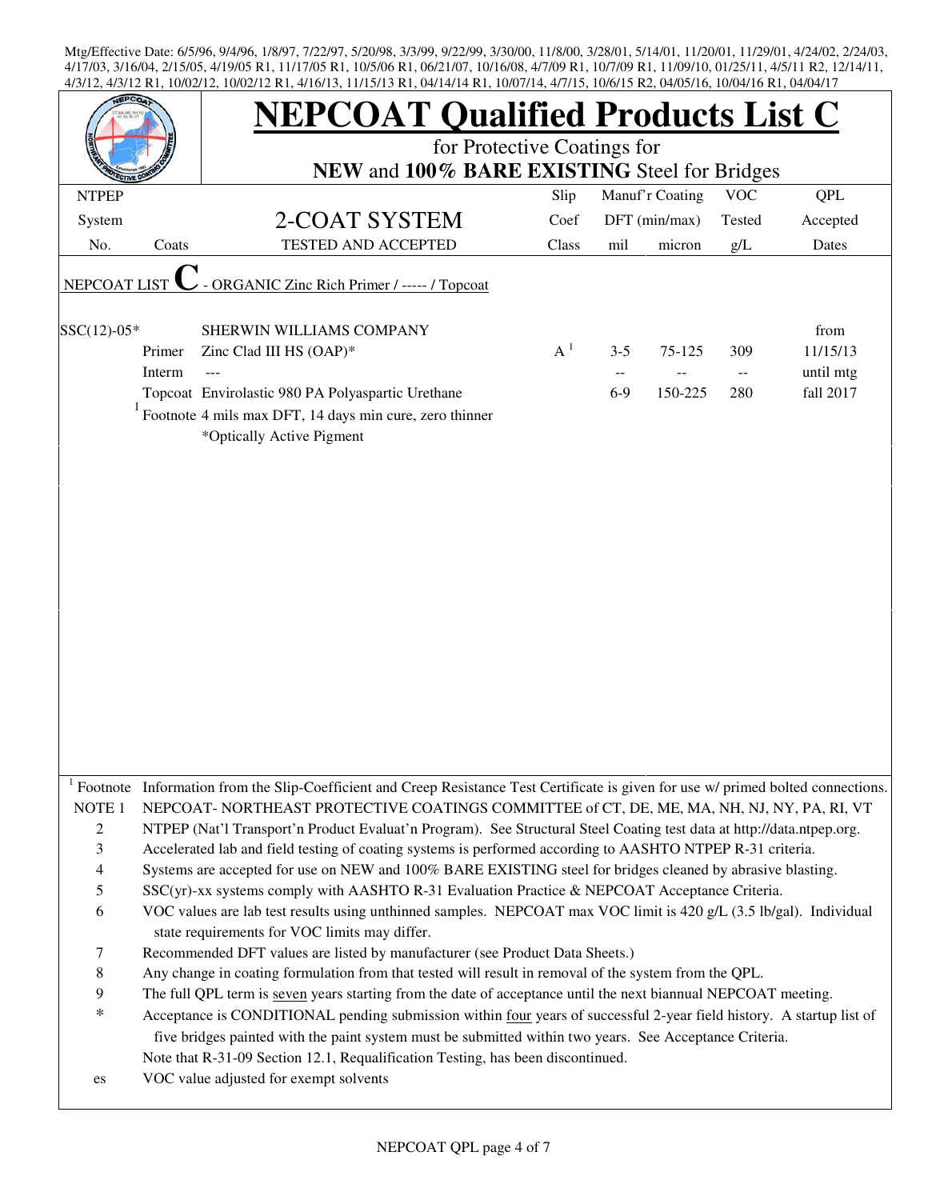Mtg/Effective Date: 6/5/96, 9/4/96, 1/8/97, 7/22/97, 5/20/98, 3/3/99, 9/22/99, 3/30/00, 11/8/00, 3/28/01, 5/14/01, 11/20/01, 11/29/01, 4/24/02, 2/24/03, 4/17/03, 3/16/04, 2/15/05, 4/19/05 R1, 11/17/05 R1, 10/5/06 R1, 06/21/07, 10/16/08, 4/7/09 R1, 10/7/09 R1, 11/09/10, 01/25/11, 4/5/11 R2, 12/14/11, 4/3/12, 4/3/12 R1, 10/02/12, 10/02/12 R1, 4/16/13, 11/15/13 R1, 04/14/14 R1, 10/07/14, 4/7/15, 10/6/15 R2, 04/05/16, 10/04/16 R1, 04/04/17

# NEPCOAT Qualified Products List C

for Protective Coatings for
**NEW** and **100% BARE EXISTING** Steel for Bridges

| NTPEP System No. | Coats | 2-COAT SYSTEM TESTED AND ACCEPTED | Slip Coef Class | Manuf'r Coating DFT (min/max) mil | micron | VOC Tested g/L | QPL Accepted Dates |
|---|---|---|---|---|---|---|---|
| NEPCOAT LIST **C** - ORGANIC Zinc Rich Primer / ----- / Topcoat | | | | | | | |
| SSC(12)-05* | | SHERWIN WILLIAMS COMPANY | | | | | from |
| | Primer | Zinc Clad III HS (OAP)* | A [1] | 3-5 | 75-125 | 309 | 11/15/13 |
| | Interm | --- | | -- | -- | -- | until mtg |
| | Topcoat | Envirolastic 980 PA Polyaspartic Urethane | | 6-9 | 150-225 | 280 | fall 2017 |
| | [1] Footnote | 4 mils max DFT, 14 days min cure, zero thinner | | | | | |
| | | *Optically Active Pigment | | | | | |

[1] Footnote Information from the Slip-Coefficient and Creep Resistance Test Certificate is given for use w/ primed bolted connections.

NOTE 1 NEPCOAT- NORTHEAST PROTECTIVE COATINGS COMMITTEE of CT, DE, ME, MA, NH, NJ, NY, PA, RI, VT

2 NTPEP (Nat'l Transport'n Product Evaluat'n Program). See Structural Steel Coating test data at http://data.ntpep.org.

3 Accelerated lab and field testing of coating systems is performed according to AASHTO NTPEP R-31 criteria.

4 Systems are accepted for use on NEW and 100% BARE EXISTING steel for bridges cleaned by abrasive blasting.

5 SSC(yr)-xx systems comply with AASHTO R-31 Evaluation Practice & NEPCOAT Acceptance Criteria.

6 VOC values are lab test results using unthinned samples. NEPCOAT max VOC limit is 420 g/L (3.5 lb/gal). Individual state requirements for VOC limits may differ.

7 Recommended DFT values are listed by manufacturer (see Product Data Sheets.)

8 Any change in coating formulation from that tested will result in removal of the system from the QPL.

9 The full QPL term is seven years starting from the date of acceptance until the next biannual NEPCOAT meeting.

* Acceptance is CONDITIONAL pending submission within four years of successful 2-year field history. A startup list of five bridges painted with the paint system must be submitted within two years. See Acceptance Criteria. Note that R-31-09 Section 12.1, Requalification Testing, has been discontinued.

es VOC value adjusted for exempt solvents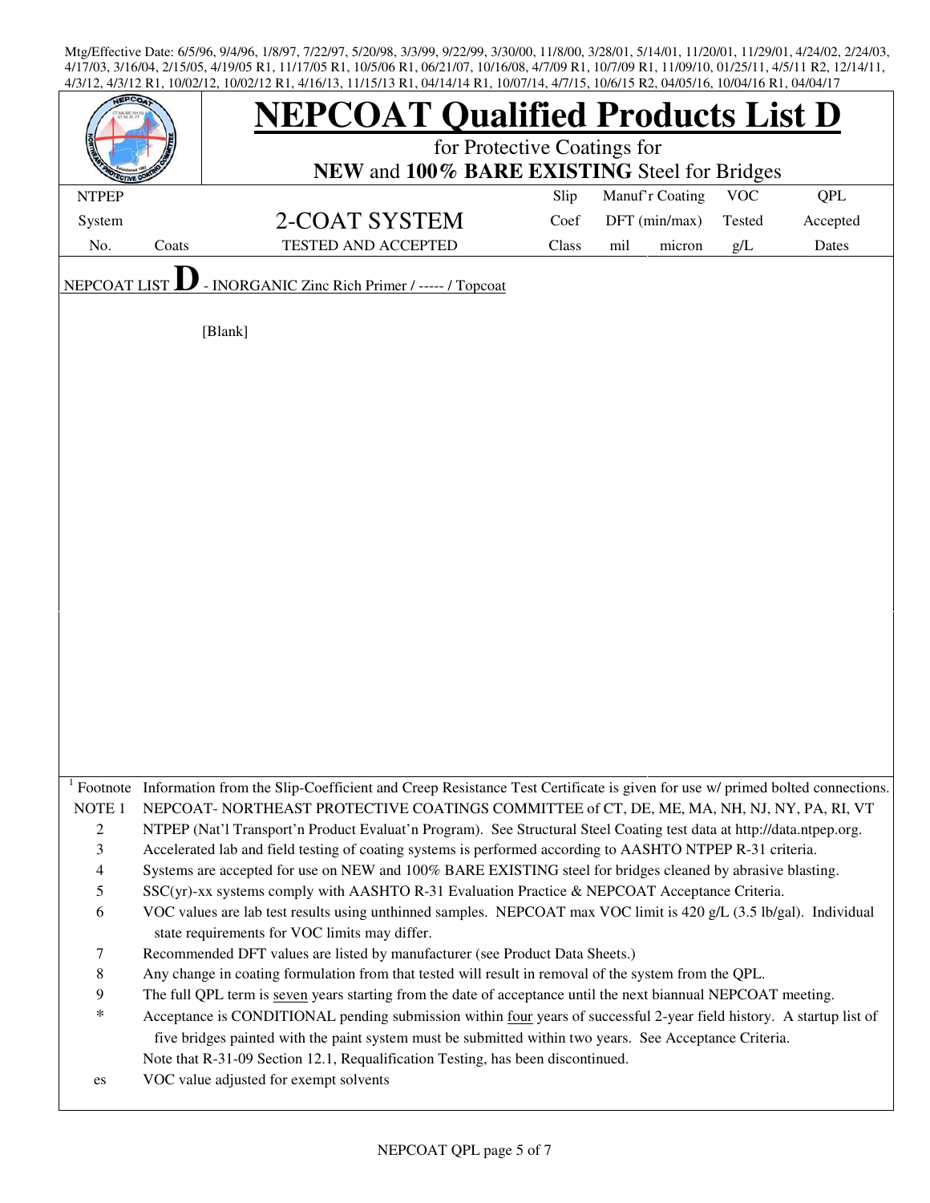Mtg/Effective Date: 6/5/96, 9/4/96, 1/8/97, 7/22/97, 5/20/98, 3/3/99, 9/22/99, 3/30/00, 11/8/00, 3/28/01, 5/14/01, 11/20/01, 11/29/01, 4/24/02, 2/24/03, 4/17/03, 3/16/04, 2/15/05, 4/19/05 R1, 11/17/05 R1, 10/5/06 R1, 06/21/07, 10/16/08, 4/7/09 R1, 10/7/09 R1, 11/09/10, 01/25/11, 4/5/11 R2, 12/14/11, 4/3/12, 4/3/12 R1, 10/02/12, 10/02/12 R1, 4/16/13, 11/15/13 R1, 04/14/14 R1, 10/07/14, 4/7/15, 10/6/15 R2, 04/05/16, 10/04/16 R1, 04/04/17

# NEPCOAT Qualified Products List D

for Protective Coatings for

**NEW** and **100% BARE EXISTING** Steel for Bridges

| NTPEP System No. | Coats | 2-COAT SYSTEM TESTED AND ACCEPTED | Slip Coef Class | Manuf'r Coating DFT (min/max) mil | micron | VOC Tested g/L | QPL Accepted Dates |
|---|---|---|---|---|---|---|---|

NEPCOAT LIST **D** - INORGANIC Zinc Rich Primer / ----- / Topcoat

[Blank]

[1] Footnote Information from the Slip-Coefficient and Creep Resistance Test Certificate is given for use w/ primed bolted connections.

NOTE 1 NEPCOAT- NORTHEAST PROTECTIVE COATINGS COMMITTEE of CT, DE, ME, MA, NH, NJ, NY, PA, RI, VT

2 NTPEP (Nat'l Transport'n Product Evaluat'n Program). See Structural Steel Coating test data at http://data.ntpep.org.

3 Accelerated lab and field testing of coating systems is performed according to AASHTO NTPEP R-31 criteria.

4 Systems are accepted for use on NEW and 100% BARE EXISTING steel for bridges cleaned by abrasive blasting.

5 SSC(yr)-xx systems comply with AASHTO R-31 Evaluation Practice & NEPCOAT Acceptance Criteria.

6 VOC values are lab test results using unthinned samples. NEPCOAT max VOC limit is 420 g/L (3.5 lb/gal). Individual state requirements for VOC limits may differ.

7 Recommended DFT values are listed by manufacturer (see Product Data Sheets.)

8 Any change in coating formulation from that tested will result in removal of the system from the QPL.

9 The full QPL term is seven years starting from the date of acceptance until the next biannual NEPCOAT meeting.

\* Acceptance is CONDITIONAL pending submission within four years of successful 2-year field history. A startup list of five bridges painted with the paint system must be submitted within two years. See Acceptance Criteria.

Note that R-31-09 Section 12.1, Requalification Testing, has been discontinued.

es VOC value adjusted for exempt solvents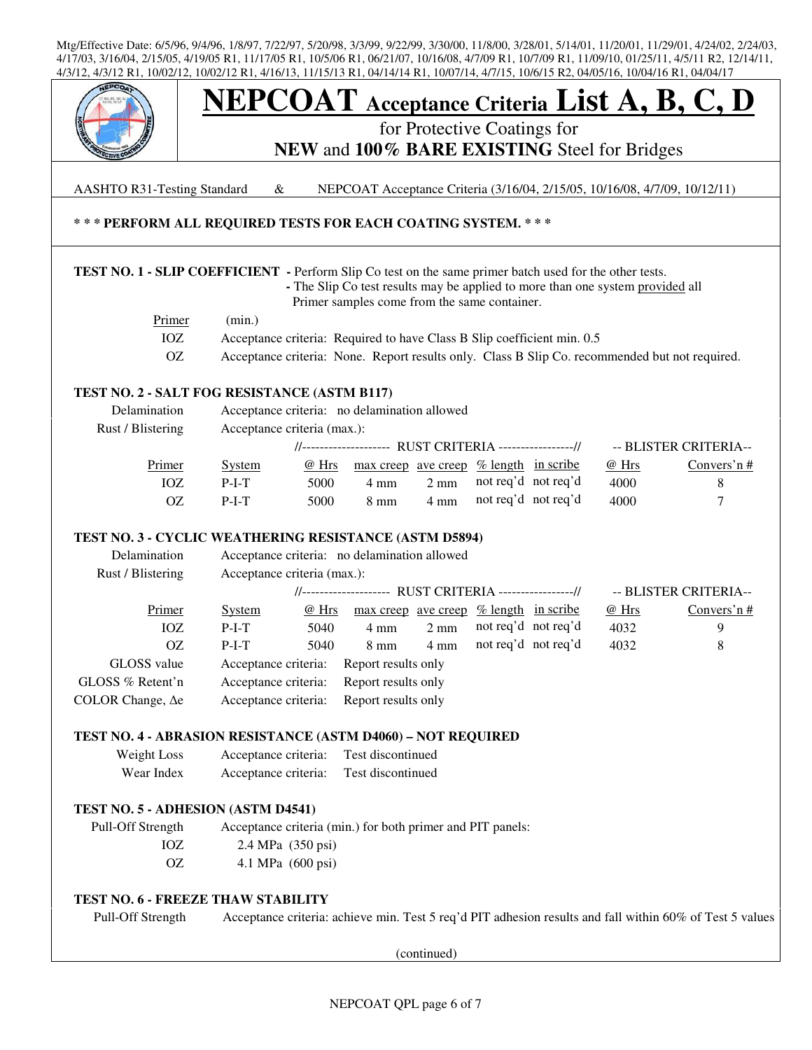Mtg/Effective Date: 6/5/96, 9/4/96, 1/8/97, 7/22/97, 5/20/98, 3/3/99, 9/22/99, 3/30/00, 11/8/00, 3/28/01, 5/14/01, 11/20/01, 11/29/01, 4/24/02, 2/24/03, 4/17/03, 3/16/04, 2/15/05, 4/19/05 R1, 11/17/05 R1, 10/5/06 R1, 06/21/07, 10/16/08, 4/7/09 R1, 10/7/09 R1, 11/09/10, 01/25/11, 4/5/11 R2, 12/14/11, 4/3/12, 4/3/12 R1, 10/02/12, 10/02/12 R1, 4/16/13, 11/15/13 R1, 04/14/14 R1, 10/07/14, 4/7/15, 10/6/15 R2, 04/05/16, 10/04/16 R1, 04/04/17

# NEPCOAT Acceptance Criteria List A, B, C, D

## for Protective Coatings for **NEW** and **100% BARE EXISTING** Steel for Bridges

AASHTO R31-Testing Standard & NEPCOAT Acceptance Criteria (3/16/04, 2/15/05, 10/16/08, 4/7/09, 10/12/11)

**\* \* \* PERFORM ALL REQUIRED TESTS FOR EACH COATING SYSTEM. \* \* \***

**TEST NO. 1 - SLIP COEFFICIENT** - Perform Slip Co test on the same primer batch used for the other tests.
- The Slip Co test results may be applied to more than one system provided all Primer samples come from the same container.

| Primer | (min.) |
|---|---|
| IOZ | Acceptance criteria: Required to have Class B Slip coefficient min. 0.5 |
| OZ | Acceptance criteria: None. Report results only. Class B Slip Co. recommended but not required. |

**TEST NO. 2 - SALT FOG RESISTANCE (ASTM B117)**

Delamination — Acceptance criteria: no delamination allowed

Rust / Blistering — Acceptance criteria (max.):

| | | RUST CRITERIA | | | | | BLISTER CRITERIA | |
|---|---|---|---|---|---|---|---|---|
| Primer | System | @ Hrs | max creep | ave creep | % length | in scribe | @ Hrs | Convers'n # |
| IOZ | P-I-T | 5000 | 4 mm | 2 mm | not req'd | not req'd | 4000 | 8 |
| OZ | P-I-T | 5000 | 8 mm | 4 mm | not req'd | not req'd | 4000 | 7 |

**TEST NO. 3 - CYCLIC WEATHERING RESISTANCE (ASTM D5894)**

Delamination — Acceptance criteria: no delamination allowed

Rust / Blistering — Acceptance criteria (max.):

| | | RUST CRITERIA | | | | | BLISTER CRITERIA | |
|---|---|---|---|---|---|---|---|---|
| Primer | System | @ Hrs | max creep | ave creep | % length | in scribe | @ Hrs | Convers'n # |
| IOZ | P-I-T | 5040 | 4 mm | 2 mm | not req'd | not req'd | 4032 | 9 |
| OZ | P-I-T | 5040 | 8 mm | 4 mm | not req'd | not req'd | 4032 | 8 |

| | |
|---|---|
| GLOSS value | Acceptance criteria: Report results only |
| GLOSS % Retent'n | Acceptance criteria: Report results only |
| COLOR Change, Δe | Acceptance criteria: Report results only |

**TEST NO. 4 - ABRASION RESISTANCE (ASTM D4060) – NOT REQUIRED**

| | |
|---|---|
| Weight Loss | Acceptance criteria: Test discontinued |
| Wear Index | Acceptance criteria: Test discontinued |

**TEST NO. 5 - ADHESION (ASTM D4541)**

Pull-Off Strength — Acceptance criteria (min.) for both primer and PIT panels:

| | |
|---|---|
| IOZ | 2.4 MPa (350 psi) |
| OZ | 4.1 MPa (600 psi) |

**TEST NO. 6 - FREEZE THAW STABILITY**

Pull-Off Strength — Acceptance criteria: achieve min. Test 5 req'd PIT adhesion results and fall within 60% of Test 5 values

(continued)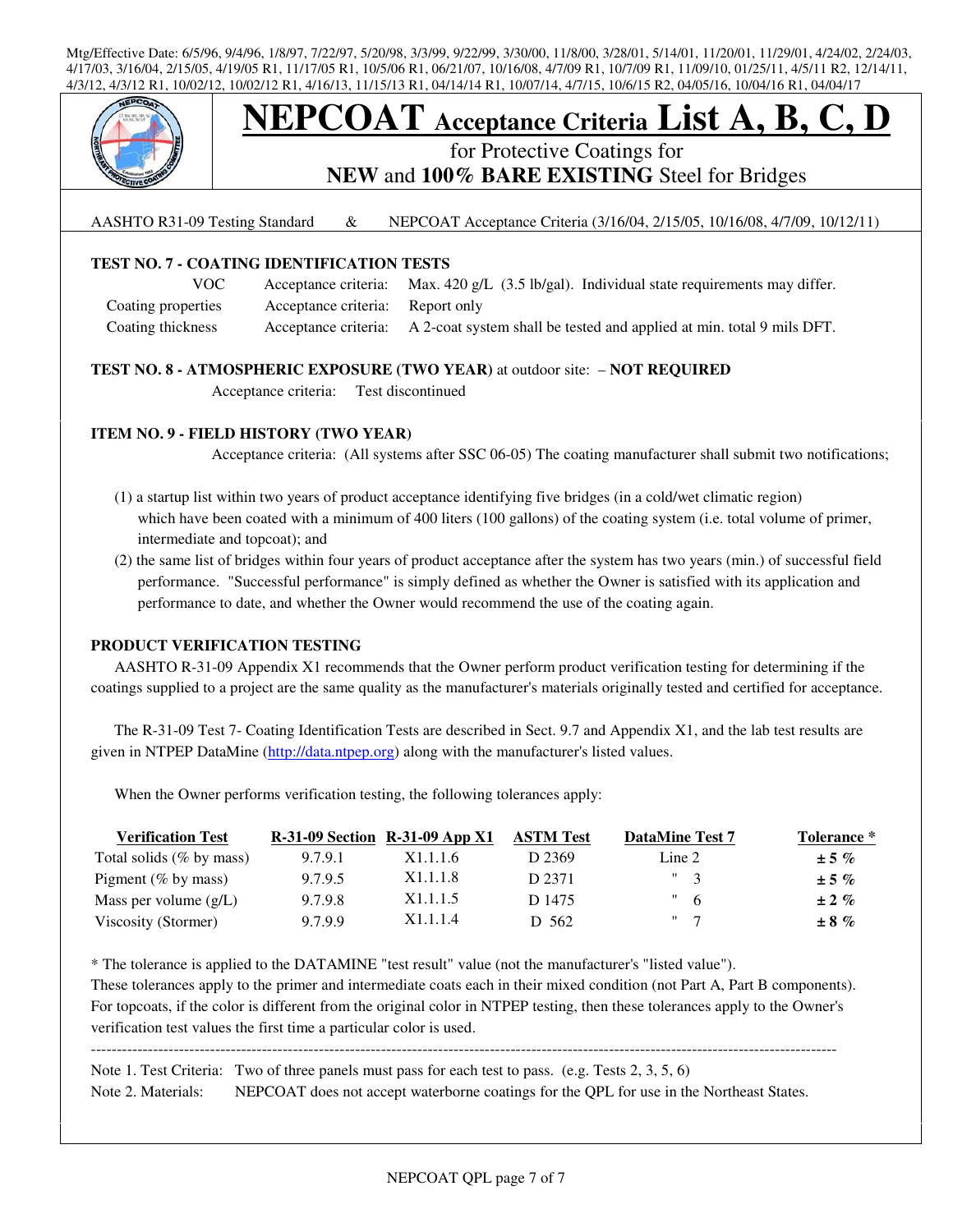Mtg/Effective Date: 6/5/96, 9/4/96, 1/8/97, 7/22/97, 5/20/98, 3/3/99, 9/22/99, 3/30/00, 11/8/00, 3/28/01, 5/14/01, 11/20/01, 11/29/01, 4/24/02, 2/24/03, 4/17/03, 3/16/04, 2/15/05, 4/19/05 R1, 11/17/05 R1, 10/5/06 R1, 06/21/07, 10/16/08, 4/7/09 R1, 10/7/09 R1, 11/09/10, 01/25/11, 4/5/11 R2, 12/14/11, 4/3/12, 4/3/12 R1, 10/02/12, 10/02/12 R1, 4/16/13, 11/15/13 R1, 04/14/14 R1, 10/07/14, 4/7/15, 10/6/15 R2, 04/05/16, 10/04/16 R1, 04/04/17

# NEPCOAT Acceptance Criteria List A, B, C, D

for Protective Coatings for
**NEW** and **100% BARE EXISTING** Steel for Bridges

AASHTO R31-09 Testing Standard & NEPCOAT Acceptance Criteria (3/16/04, 2/15/05, 10/16/08, 4/7/09, 10/12/11)

**TEST NO. 7 - COATING IDENTIFICATION TESTS**

| | | |
|---|---|---|
| VOC | Acceptance criteria: | Max. 420 g/L (3.5 lb/gal). Individual state requirements may differ. |
| Coating properties | Acceptance criteria: | Report only |
| Coating thickness | Acceptance criteria: | A 2-coat system shall be tested and applied at min. total 9 mils DFT. |

**TEST NO. 8 - ATMOSPHERIC EXPOSURE (TWO YEAR)** at outdoor site: – **NOT REQUIRED**

Acceptance criteria: Test discontinued

**ITEM NO. 9 - FIELD HISTORY (TWO YEAR)**

Acceptance criteria: (All systems after SSC 06-05) The coating manufacturer shall submit two notifications;

(1) a startup list within two years of product acceptance identifying five bridges (in a cold/wet climatic region) which have been coated with a minimum of 400 liters (100 gallons) of the coating system (i.e. total volume of primer, intermediate and topcoat); and

(2) the same list of bridges within four years of product acceptance after the system has two years (min.) of successful field performance. "Successful performance" is simply defined as whether the Owner is satisfied with its application and performance to date, and whether the Owner would recommend the use of the coating again.

**PRODUCT VERIFICATION TESTING**

AASHTO R-31-09 Appendix X1 recommends that the Owner perform product verification testing for determining if the coatings supplied to a project are the same quality as the manufacturer's materials originally tested and certified for acceptance.

The R-31-09 Test 7- Coating Identification Tests are described in Sect. 9.7 and Appendix X1, and the lab test results are given in NTPEP DataMine (http://data.ntpep.org) along with the manufacturer's listed values.

When the Owner performs verification testing, the following tolerances apply:

| Verification Test | R-31-09 Section | R-31-09 App X1 | ASTM Test | DataMine Test 7 | Tolerance * |
|---|---|---|---|---|---|
| Total solids (% by mass) | 9.7.9.1 | X1.1.1.6 | D 2369 | Line 2 | **± 5 %** |
| Pigment (% by mass) | 9.7.9.5 | X1.1.1.8 | D 2371 | " 3 | **± 5 %** |
| Mass per volume (g/L) | 9.7.9.8 | X1.1.1.5 | D 1475 | " 6 | **± 2 %** |
| Viscosity (Stormer) | 9.7.9.9 | X1.1.1.4 | D 562 | " 7 | **± 8 %** |

* The tolerance is applied to the DATAMINE "test result" value (not the manufacturer's "listed value").
These tolerances apply to the primer and intermediate coats each in their mixed condition (not Part A, Part B components).
For topcoats, if the color is different from the original color in NTPEP testing, then these tolerances apply to the Owner's verification test values the first time a particular color is used.

---

Note 1. Test Criteria: Two of three panels must pass for each test to pass. (e.g. Tests 2, 3, 5, 6)
Note 2. Materials: NEPCOAT does not accept waterborne coatings for the QPL for use in the Northeast States.